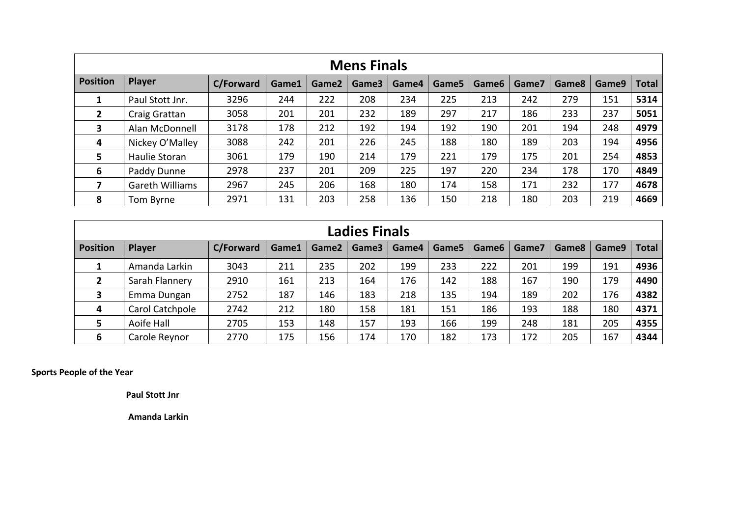## Mens Finals

| Position | Player | C/Forward | Game1 | Game2 | Game3 | Game4 | Game5 | Game6 | Game7 | Game8 | Game9 | Total |
|---|---|---|---|---|---|---|---|---|---|---|---|---|
| **1** | Paul Stott Jnr. | 3296 | 244 | 222 | 208 | 234 | 225 | 213 | 242 | 279 | 151 | **5314** |
| **2** | Craig Grattan | 3058 | 201 | 201 | 232 | 189 | 297 | 217 | 186 | 233 | 237 | **5051** |
| **3** | Alan McDonnell | 3178 | 178 | 212 | 192 | 194 | 192 | 190 | 201 | 194 | 248 | **4979** |
| **4** | Nickey O'Malley | 3088 | 242 | 201 | 226 | 245 | 188 | 180 | 189 | 203 | 194 | **4956** |
| **5** | Haulie Storan | 3061 | 179 | 190 | 214 | 179 | 221 | 179 | 175 | 201 | 254 | **4853** |
| **6** | Paddy Dunne | 2978 | 237 | 201 | 209 | 225 | 197 | 220 | 234 | 178 | 170 | **4849** |
| **7** | Gareth Williams | 2967 | 245 | 206 | 168 | 180 | 174 | 158 | 171 | 232 | 177 | **4678** |
| **8** | Tom Byrne | 2971 | 131 | 203 | 258 | 136 | 150 | 218 | 180 | 203 | 219 | **4669** |

## Ladies Finals

| Position | Player | C/Forward | Game1 | Game2 | Game3 | Game4 | Game5 | Game6 | Game7 | Game8 | Game9 | Total |
|---|---|---|---|---|---|---|---|---|---|---|---|---|
| **1** | Amanda Larkin | 3043 | 211 | 235 | 202 | 199 | 233 | 222 | 201 | 199 | 191 | **4936** |
| **2** | Sarah Flannery | 2910 | 161 | 213 | 164 | 176 | 142 | 188 | 167 | 190 | 179 | **4490** |
| **3** | Emma Dungan | 2752 | 187 | 146 | 183 | 218 | 135 | 194 | 189 | 202 | 176 | **4382** |
| **4** | Carol Catchpole | 2742 | 212 | 180 | 158 | 181 | 151 | 186 | 193 | 188 | 180 | **4371** |
| **5** | Aoife Hall | 2705 | 153 | 148 | 157 | 193 | 166 | 199 | 248 | 181 | 205 | **4355** |
| **6** | Carole Reynor | 2770 | 175 | 156 | 174 | 170 | 182 | 173 | 172 | 205 | 167 | **4344** |

**Sports People of the Year**

**Paul Stott Jnr**

**Amanda Larkin**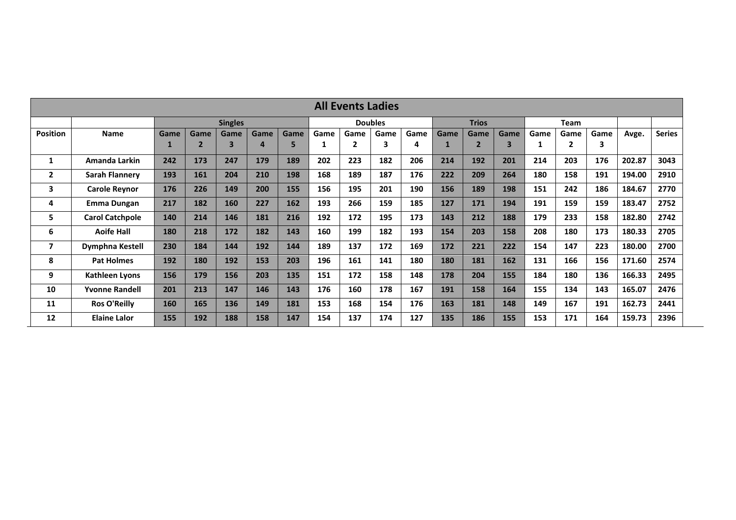| All Events Ladies | | | | | | | | | | | | | | | | | | | |
|---|---|---|---|---|---|---|---|---|---|---|---|---|---|---|---|---|---|---|---|
| | | Singles | | | | | Doubles | | | | Trios | | | Team | | | | | |
| Position | Name | Game 1 | Game 2 | Game 3 | Game 4 | Game 5 | Game 1 | Game 2 | Game 3 | Game 4 | Game 1 | Game 2 | Game 3 | Game 1 | Game 2 | Game 3 | Avge. | Series |
| 1 | Amanda Larkin | 242 | 173 | 247 | 179 | 189 | 202 | 223 | 182 | 206 | 214 | 192 | 201 | 214 | 203 | 176 | 202.87 | 3043 |
| 2 | Sarah Flannery | 193 | 161 | 204 | 210 | 198 | 168 | 189 | 187 | 176 | 222 | 209 | 264 | 180 | 158 | 191 | 194.00 | 2910 |
| 3 | Carole Reynor | 176 | 226 | 149 | 200 | 155 | 156 | 195 | 201 | 190 | 156 | 189 | 198 | 151 | 242 | 186 | 184.67 | 2770 |
| 4 | Emma Dungan | 217 | 182 | 160 | 227 | 162 | 193 | 266 | 159 | 185 | 127 | 171 | 194 | 191 | 159 | 159 | 183.47 | 2752 |
| 5 | Carol Catchpole | 140 | 214 | 146 | 181 | 216 | 192 | 172 | 195 | 173 | 143 | 212 | 188 | 179 | 233 | 158 | 182.80 | 2742 |
| 6 | Aoife Hall | 180 | 218 | 172 | 182 | 143 | 160 | 199 | 182 | 193 | 154 | 203 | 158 | 208 | 180 | 173 | 180.33 | 2705 |
| 7 | Dymphna Kestell | 230 | 184 | 144 | 192 | 144 | 189 | 137 | 172 | 169 | 172 | 221 | 222 | 154 | 147 | 223 | 180.00 | 2700 |
| 8 | Pat Holmes | 192 | 180 | 192 | 153 | 203 | 196 | 161 | 141 | 180 | 180 | 181 | 162 | 131 | 166 | 156 | 171.60 | 2574 |
| 9 | Kathleen Lyons | 156 | 179 | 156 | 203 | 135 | 151 | 172 | 158 | 148 | 178 | 204 | 155 | 184 | 180 | 136 | 166.33 | 2495 |
| 10 | Yvonne Randell | 201 | 213 | 147 | 146 | 143 | 176 | 160 | 178 | 167 | 191 | 158 | 164 | 155 | 134 | 143 | 165.07 | 2476 |
| 11 | Ros O'Reilly | 160 | 165 | 136 | 149 | 181 | 153 | 168 | 154 | 176 | 163 | 181 | 148 | 149 | 167 | 191 | 162.73 | 2441 |
| 12 | Elaine Lalor | 155 | 192 | 188 | 158 | 147 | 154 | 137 | 174 | 127 | 135 | 186 | 155 | 153 | 171 | 164 | 159.73 | 2396 |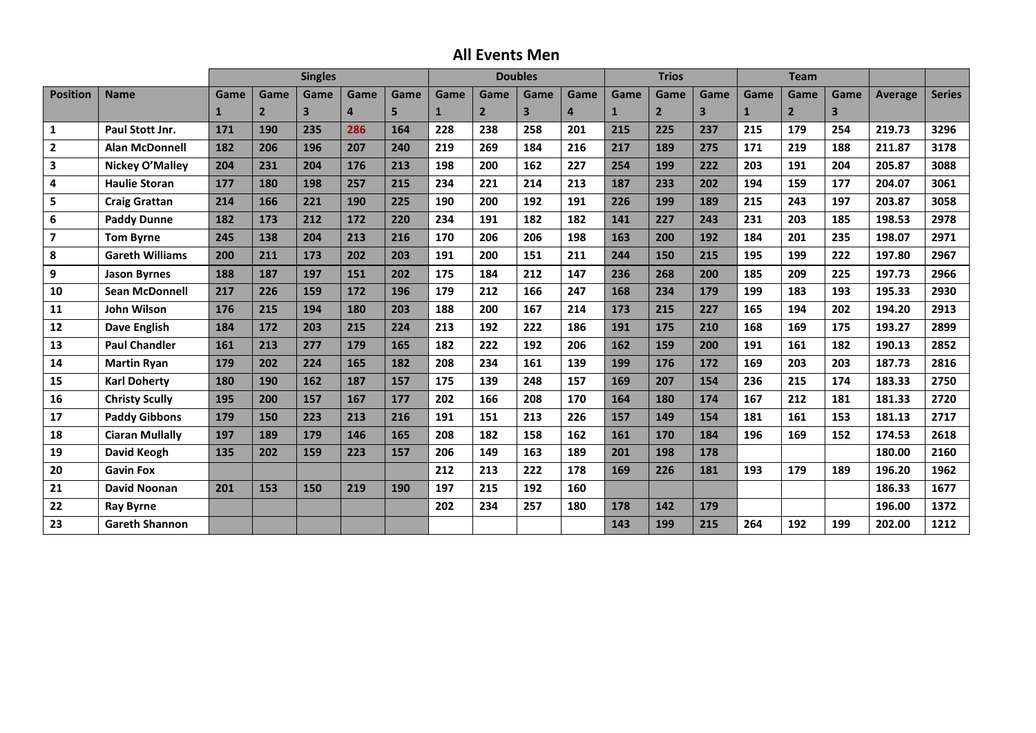# All Events Men

| | | Singles | | | | | Doubles | | | | Trios | | | Team | | | | |
|---|---|---|---|---|---|---|---|---|---|---|---|---|---|---|---|---|---|---|
| Position | Name | Game 1 | Game 2 | Game 3 | Game 4 | Game 5 | Game 1 | Game 2 | Game 3 | Game 4 | Game 1 | Game 2 | Game 3 | Game 1 | Game 2 | Game 3 | Average | Series |
| 1 | Paul Stott Jnr. | 171 | 190 | 235 | 286 | 164 | 228 | 238 | 258 | 201 | 215 | 225 | 237 | 215 | 179 | 254 | 219.73 | 3296 |
| 2 | Alan McDonnell | 182 | 206 | 196 | 207 | 240 | 219 | 269 | 184 | 216 | 217 | 189 | 275 | 171 | 219 | 188 | 211.87 | 3178 |
| 3 | Nickey O'Malley | 204 | 231 | 204 | 176 | 213 | 198 | 200 | 162 | 227 | 254 | 199 | 222 | 203 | 191 | 204 | 205.87 | 3088 |
| 4 | Haulie Storan | 177 | 180 | 198 | 257 | 215 | 234 | 221 | 214 | 213 | 187 | 233 | 202 | 194 | 159 | 177 | 204.07 | 3061 |
| 5 | Craig Grattan | 214 | 166 | 221 | 190 | 225 | 190 | 200 | 192 | 191 | 226 | 199 | 189 | 215 | 243 | 197 | 203.87 | 3058 |
| 6 | Paddy Dunne | 182 | 173 | 212 | 172 | 220 | 234 | 191 | 182 | 182 | 141 | 227 | 243 | 231 | 203 | 185 | 198.53 | 2978 |
| 7 | Tom Byrne | 245 | 138 | 204 | 213 | 216 | 170 | 206 | 206 | 198 | 163 | 200 | 192 | 184 | 201 | 235 | 198.07 | 2971 |
| 8 | Gareth Williams | 200 | 211 | 173 | 202 | 203 | 191 | 200 | 151 | 211 | 244 | 150 | 215 | 195 | 199 | 222 | 197.80 | 2967 |
| 9 | Jason Byrnes | 188 | 187 | 197 | 151 | 202 | 175 | 184 | 212 | 147 | 236 | 268 | 200 | 185 | 209 | 225 | 197.73 | 2966 |
| 10 | Sean McDonnell | 217 | 226 | 159 | 172 | 196 | 179 | 212 | 166 | 247 | 168 | 234 | 179 | 199 | 183 | 193 | 195.33 | 2930 |
| 11 | John Wilson | 176 | 215 | 194 | 180 | 203 | 188 | 200 | 167 | 214 | 173 | 215 | 227 | 165 | 194 | 202 | 194.20 | 2913 |
| 12 | Dave English | 184 | 172 | 203 | 215 | 224 | 213 | 192 | 222 | 186 | 191 | 175 | 210 | 168 | 169 | 175 | 193.27 | 2899 |
| 13 | Paul Chandler | 161 | 213 | 277 | 179 | 165 | 182 | 222 | 192 | 206 | 162 | 159 | 200 | 191 | 161 | 182 | 190.13 | 2852 |
| 14 | Martin Ryan | 179 | 202 | 224 | 165 | 182 | 208 | 234 | 161 | 139 | 199 | 176 | 172 | 169 | 203 | 203 | 187.73 | 2816 |
| 15 | Karl Doherty | 180 | 190 | 162 | 187 | 157 | 175 | 139 | 248 | 157 | 169 | 207 | 154 | 236 | 215 | 174 | 183.33 | 2750 |
| 16 | Christy Scully | 195 | 200 | 157 | 167 | 177 | 202 | 166 | 208 | 170 | 164 | 180 | 174 | 167 | 212 | 181 | 181.33 | 2720 |
| 17 | Paddy Gibbons | 179 | 150 | 223 | 213 | 216 | 191 | 151 | 213 | 226 | 157 | 149 | 154 | 181 | 161 | 153 | 181.13 | 2717 |
| 18 | Ciaran Mullally | 197 | 189 | 179 | 146 | 165 | 208 | 182 | 158 | 162 | 161 | 170 | 184 | 196 | 169 | 152 | 174.53 | 2618 |
| 19 | David Keogh | 135 | 202 | 159 | 223 | 157 | 206 | 149 | 163 | 189 | 201 | 198 | 178 | | | | 180.00 | 2160 |
| 20 | Gavin Fox | | | | | | 212 | 213 | 222 | 178 | 169 | 226 | 181 | 193 | 179 | 189 | 196.20 | 1962 |
| 21 | David Noonan | 201 | 153 | 150 | 219 | 190 | 197 | 215 | 192 | 160 | | | | | | | 186.33 | 1677 |
| 22 | Ray Byrne | | | | | | 202 | 234 | 257 | 180 | 178 | 142 | 179 | | | | 196.00 | 1372 |
| 23 | Gareth Shannon | | | | | | | | | | 143 | 199 | 215 | 264 | 192 | 199 | 202.00 | 1212 |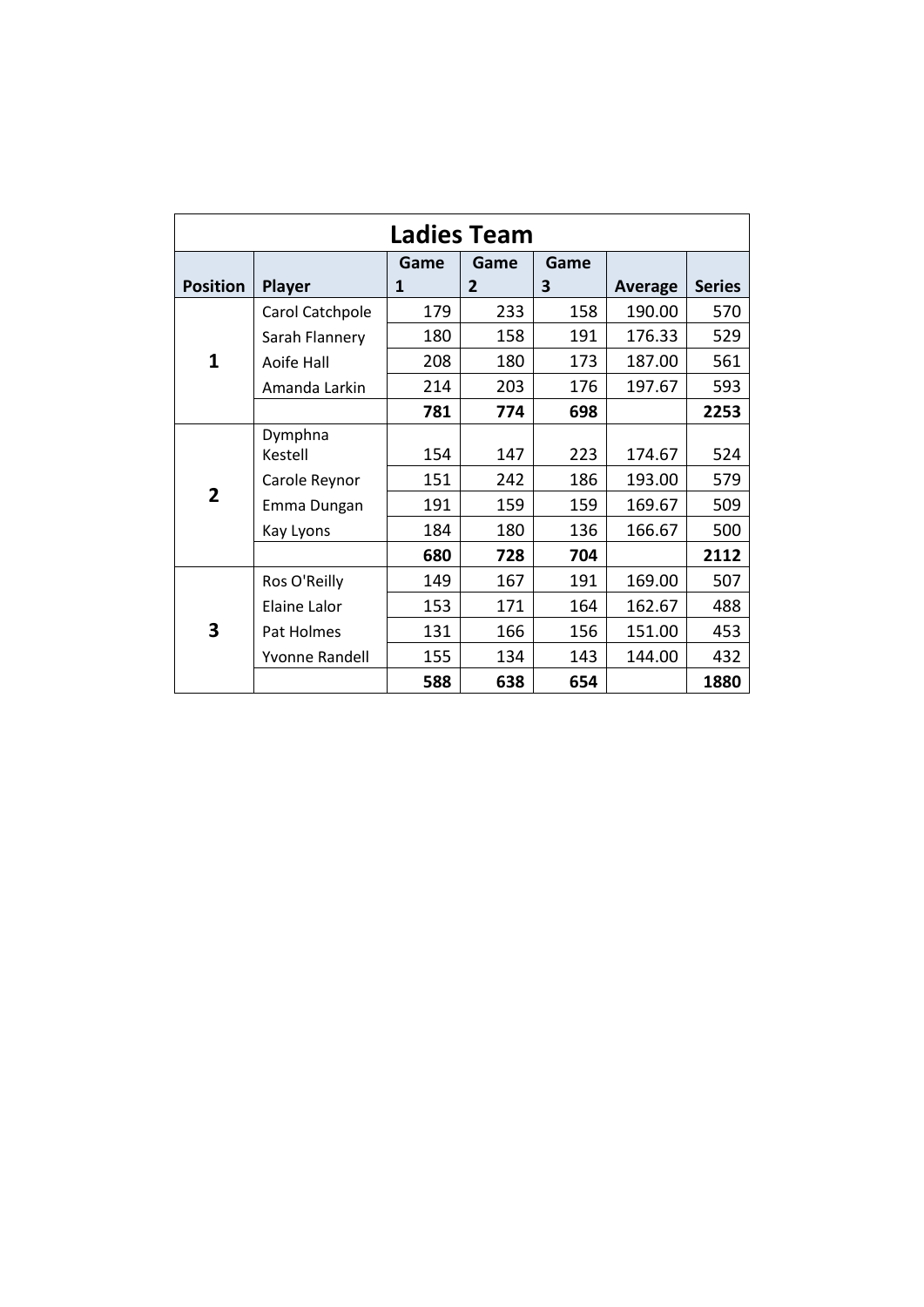| Ladies Team | | | | | | |
|---|---|---|---|---|---|---|
| **Position** | **Player** | **Game 1** | **Game 2** | **Game 3** | **Average** | **Series** |
| **1** | Carol Catchpole | 179 | 233 | 158 | 190.00 | 570 |
| | Sarah Flannery | 180 | 158 | 191 | 176.33 | 529 |
| | Aoife Hall | 208 | 180 | 173 | 187.00 | 561 |
| | Amanda Larkin | 214 | 203 | 176 | 197.67 | 593 |
| | | **781** | **774** | **698** | | **2253** |
| **2** | Dymphna Kestell | 154 | 147 | 223 | 174.67 | 524 |
| | Carole Reynor | 151 | 242 | 186 | 193.00 | 579 |
| | Emma Dungan | 191 | 159 | 159 | 169.67 | 509 |
| | Kay Lyons | 184 | 180 | 136 | 166.67 | 500 |
| | | **680** | **728** | **704** | | **2112** |
| **3** | Ros O'Reilly | 149 | 167 | 191 | 169.00 | 507 |
| | Elaine Lalor | 153 | 171 | 164 | 162.67 | 488 |
| | Pat Holmes | 131 | 166 | 156 | 151.00 | 453 |
| | Yvonne Randell | 155 | 134 | 143 | 144.00 | 432 |
| | | **588** | **638** | **654** | | **1880** |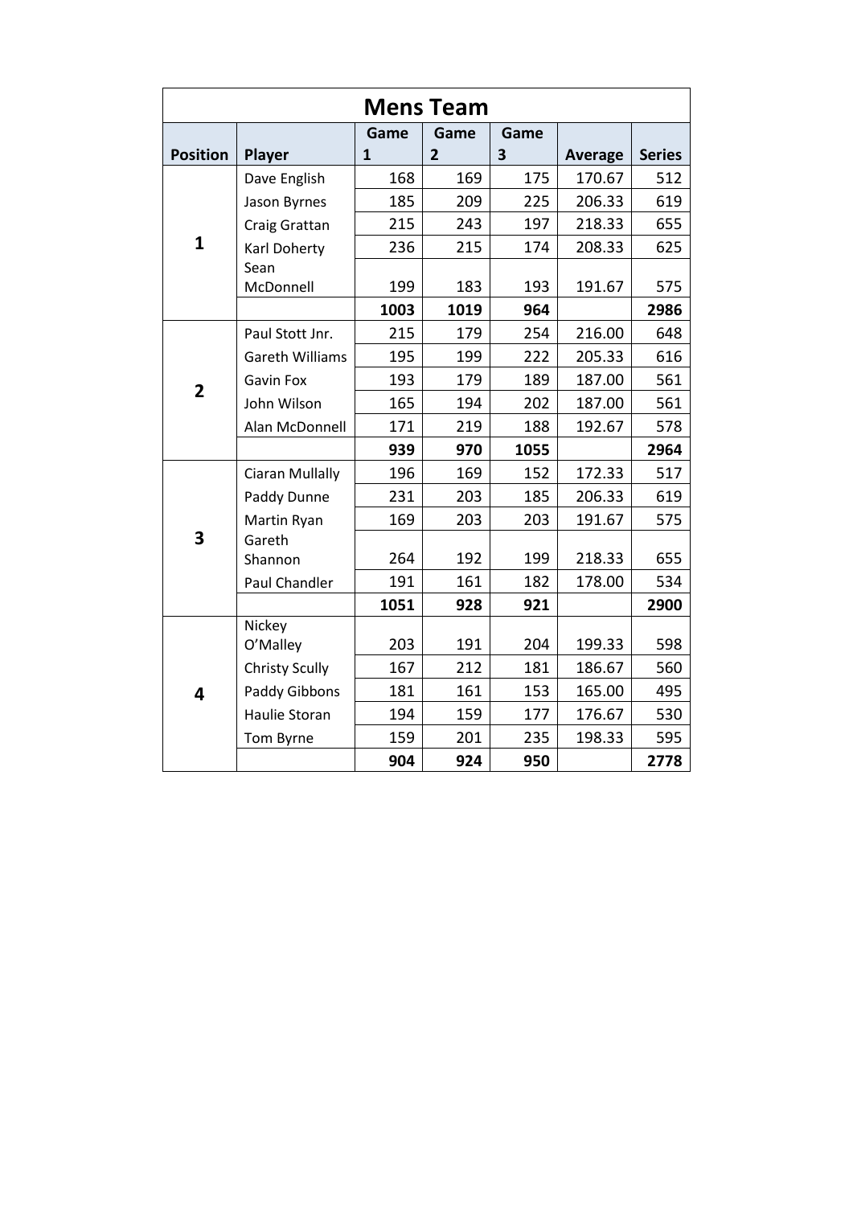| Mens Team | | | | | | |
|---|---|---|---|---|---|---|
| **Position** | **Player** | **Game 1** | **Game 2** | **Game 3** | **Average** | **Series** |
| **1** | Dave English | 168 | 169 | 175 | 170.67 | 512 |
| | Jason Byrnes | 185 | 209 | 225 | 206.33 | 619 |
| | Craig Grattan | 215 | 243 | 197 | 218.33 | 655 |
| | Karl Doherty | 236 | 215 | 174 | 208.33 | 625 |
| | Sean McDonnell | 199 | 183 | 193 | 191.67 | 575 |
| | | **1003** | **1019** | **964** | | **2986** |
| **2** | Paul Stott Jnr. | 215 | 179 | 254 | 216.00 | 648 |
| | Gareth Williams | 195 | 199 | 222 | 205.33 | 616 |
| | Gavin Fox | 193 | 179 | 189 | 187.00 | 561 |
| | John Wilson | 165 | 194 | 202 | 187.00 | 561 |
| | Alan McDonnell | 171 | 219 | 188 | 192.67 | 578 |
| | | **939** | **970** | **1055** | | **2964** |
| **3** | Ciaran Mullally | 196 | 169 | 152 | 172.33 | 517 |
| | Paddy Dunne | 231 | 203 | 185 | 206.33 | 619 |
| | Martin Ryan | 169 | 203 | 203 | 191.67 | 575 |
| | Gareth Shannon | 264 | 192 | 199 | 218.33 | 655 |
| | Paul Chandler | 191 | 161 | 182 | 178.00 | 534 |
| | | **1051** | **928** | **921** | | **2900** |
| **4** | Nickey O'Malley | 203 | 191 | 204 | 199.33 | 598 |
| | Christy Scully | 167 | 212 | 181 | 186.67 | 560 |
| | Paddy Gibbons | 181 | 161 | 153 | 165.00 | 495 |
| | Haulie Storan | 194 | 159 | 177 | 176.67 | 530 |
| | Tom Byrne | 159 | 201 | 235 | 198.33 | 595 |
| | | **904** | **924** | **950** | | **2778** |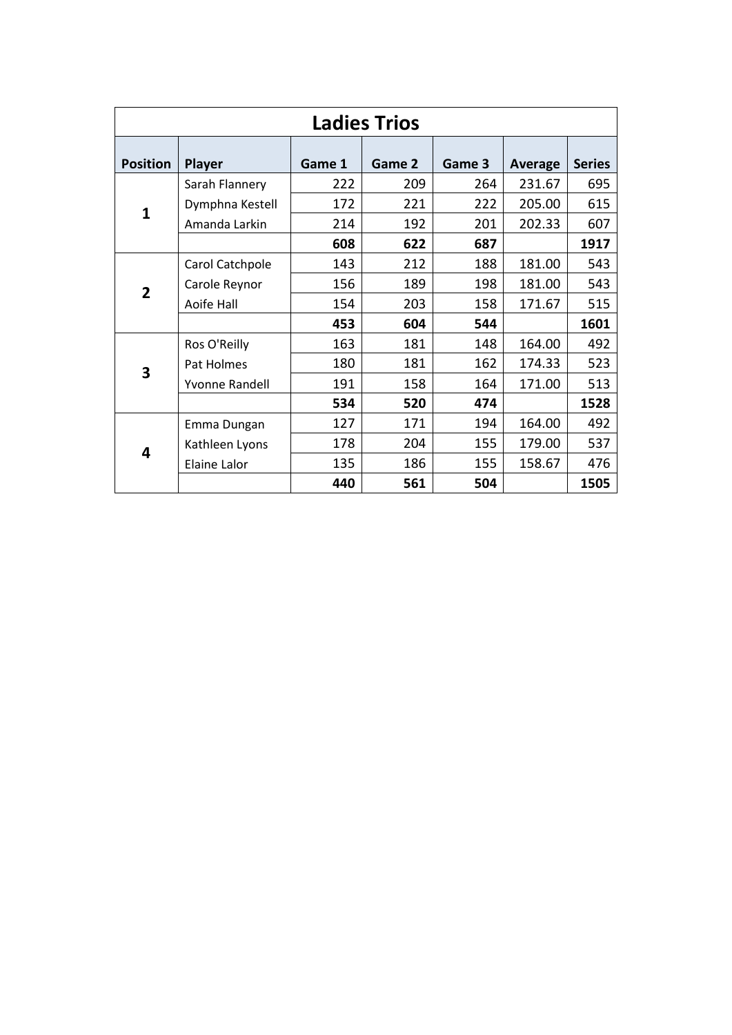## Ladies Trios

| Position | Player | Game 1 | Game 2 | Game 3 | Average | Series |
|---|---|---|---|---|---|---|
| **1** | Sarah Flannery | 222 | 209 | 264 | 231.67 | 695 |
| | Dymphna Kestell | 172 | 221 | 222 | 205.00 | 615 |
| | Amanda Larkin | 214 | 192 | 201 | 202.33 | 607 |
| | | **608** | **622** | **687** | | **1917** |
| **2** | Carol Catchpole | 143 | 212 | 188 | 181.00 | 543 |
| | Carole Reynor | 156 | 189 | 198 | 181.00 | 543 |
| | Aoife Hall | 154 | 203 | 158 | 171.67 | 515 |
| | | **453** | **604** | **544** | | **1601** |
| **3** | Ros O'Reilly | 163 | 181 | 148 | 164.00 | 492 |
| | Pat Holmes | 180 | 181 | 162 | 174.33 | 523 |
| | Yvonne Randell | 191 | 158 | 164 | 171.00 | 513 |
| | | **534** | **520** | **474** | | **1528** |
| **4** | Emma Dungan | 127 | 171 | 194 | 164.00 | 492 |
| | Kathleen Lyons | 178 | 204 | 155 | 179.00 | 537 |
| | Elaine Lalor | 135 | 186 | 155 | 158.67 | 476 |
| | | **440** | **561** | **504** | | **1505** |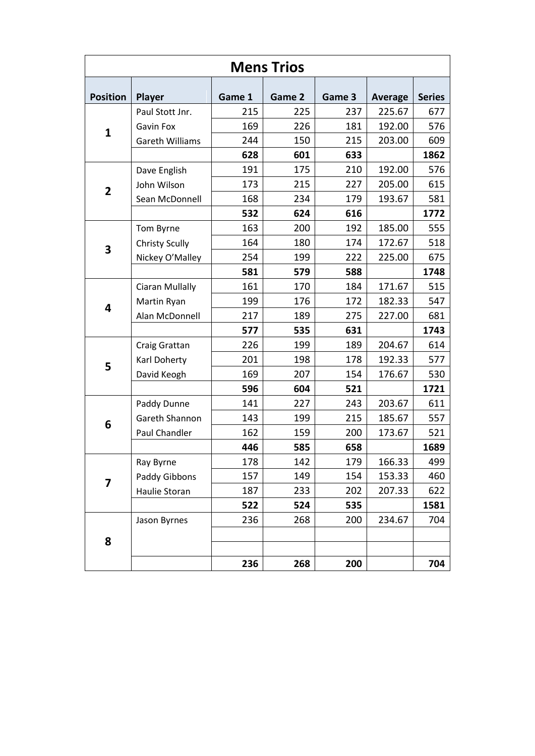# Mens Trios

| Position | Player | Game 1 | Game 2 | Game 3 | Average | Series |
|---|---|---|---|---|---|---|
| **1** | Paul Stott Jnr. | 215 | 225 | 237 | 225.67 | 677 |
| | Gavin Fox | 169 | 226 | 181 | 192.00 | 576 |
| | Gareth Williams | 244 | 150 | 215 | 203.00 | 609 |
| | | **628** | **601** | **633** | | **1862** |
| **2** | Dave English | 191 | 175 | 210 | 192.00 | 576 |
| | John Wilson | 173 | 215 | 227 | 205.00 | 615 |
| | Sean McDonnell | 168 | 234 | 179 | 193.67 | 581 |
| | | **532** | **624** | **616** | | **1772** |
| **3** | Tom Byrne | 163 | 200 | 192 | 185.00 | 555 |
| | Christy Scully | 164 | 180 | 174 | 172.67 | 518 |
| | Nickey O'Malley | 254 | 199 | 222 | 225.00 | 675 |
| | | **581** | **579** | **588** | | **1748** |
| **4** | Ciaran Mullally | 161 | 170 | 184 | 171.67 | 515 |
| | Martin Ryan | 199 | 176 | 172 | 182.33 | 547 |
| | Alan McDonnell | 217 | 189 | 275 | 227.00 | 681 |
| | | **577** | **535** | **631** | | **1743** |
| **5** | Craig Grattan | 226 | 199 | 189 | 204.67 | 614 |
| | Karl Doherty | 201 | 198 | 178 | 192.33 | 577 |
| | David Keogh | 169 | 207 | 154 | 176.67 | 530 |
| | | **596** | **604** | **521** | | **1721** |
| **6** | Paddy Dunne | 141 | 227 | 243 | 203.67 | 611 |
| | Gareth Shannon | 143 | 199 | 215 | 185.67 | 557 |
| | Paul Chandler | 162 | 159 | 200 | 173.67 | 521 |
| | | **446** | **585** | **658** | | **1689** |
| **7** | Ray Byrne | 178 | 142 | 179 | 166.33 | 499 |
| | Paddy Gibbons | 157 | 149 | 154 | 153.33 | 460 |
| | Haulie Storan | 187 | 233 | 202 | 207.33 | 622 |
| | | **522** | **524** | **535** | | **1581** |
| **8** | Jason Byrnes | 236 | 268 | 200 | 234.67 | 704 |
| | | | | | | |
| | | | | | | |
| | | **236** | **268** | **200** | | **704** |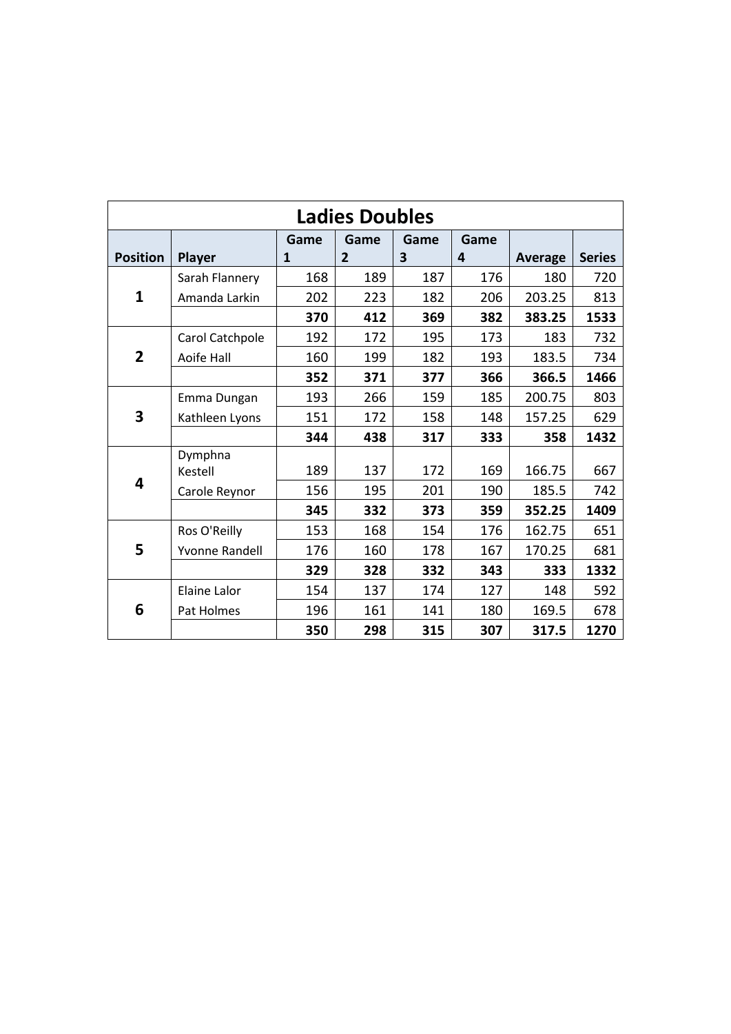## Ladies Doubles

| Position | Player | Game 1 | Game 2 | Game 3 | Game 4 | Average | Series |
|---|---|---|---|---|---|---|---|
| **1** | Sarah Flannery | 168 | 189 | 187 | 176 | 180 | 720 |
| | Amanda Larkin | 202 | 223 | 182 | 206 | 203.25 | 813 |
| | | **370** | **412** | **369** | **382** | **383.25** | **1533** |
| **2** | Carol Catchpole | 192 | 172 | 195 | 173 | 183 | 732 |
| | Aoife Hall | 160 | 199 | 182 | 193 | 183.5 | 734 |
| | | **352** | **371** | **377** | **366** | **366.5** | **1466** |
| **3** | Emma Dungan | 193 | 266 | 159 | 185 | 200.75 | 803 |
| | Kathleen Lyons | 151 | 172 | 158 | 148 | 157.25 | 629 |
| | | **344** | **438** | **317** | **333** | **358** | **1432** |
| **4** | Dymphna Kestell | 189 | 137 | 172 | 169 | 166.75 | 667 |
| | Carole Reynor | 156 | 195 | 201 | 190 | 185.5 | 742 |
| | | **345** | **332** | **373** | **359** | **352.25** | **1409** |
| **5** | Ros O'Reilly | 153 | 168 | 154 | 176 | 162.75 | 651 |
| | Yvonne Randell | 176 | 160 | 178 | 167 | 170.25 | 681 |
| | | **329** | **328** | **332** | **343** | **333** | **1332** |
| **6** | Elaine Lalor | 154 | 137 | 174 | 127 | 148 | 592 |
| | Pat Holmes | 196 | 161 | 141 | 180 | 169.5 | 678 |
| | | **350** | **298** | **315** | **307** | **317.5** | **1270** |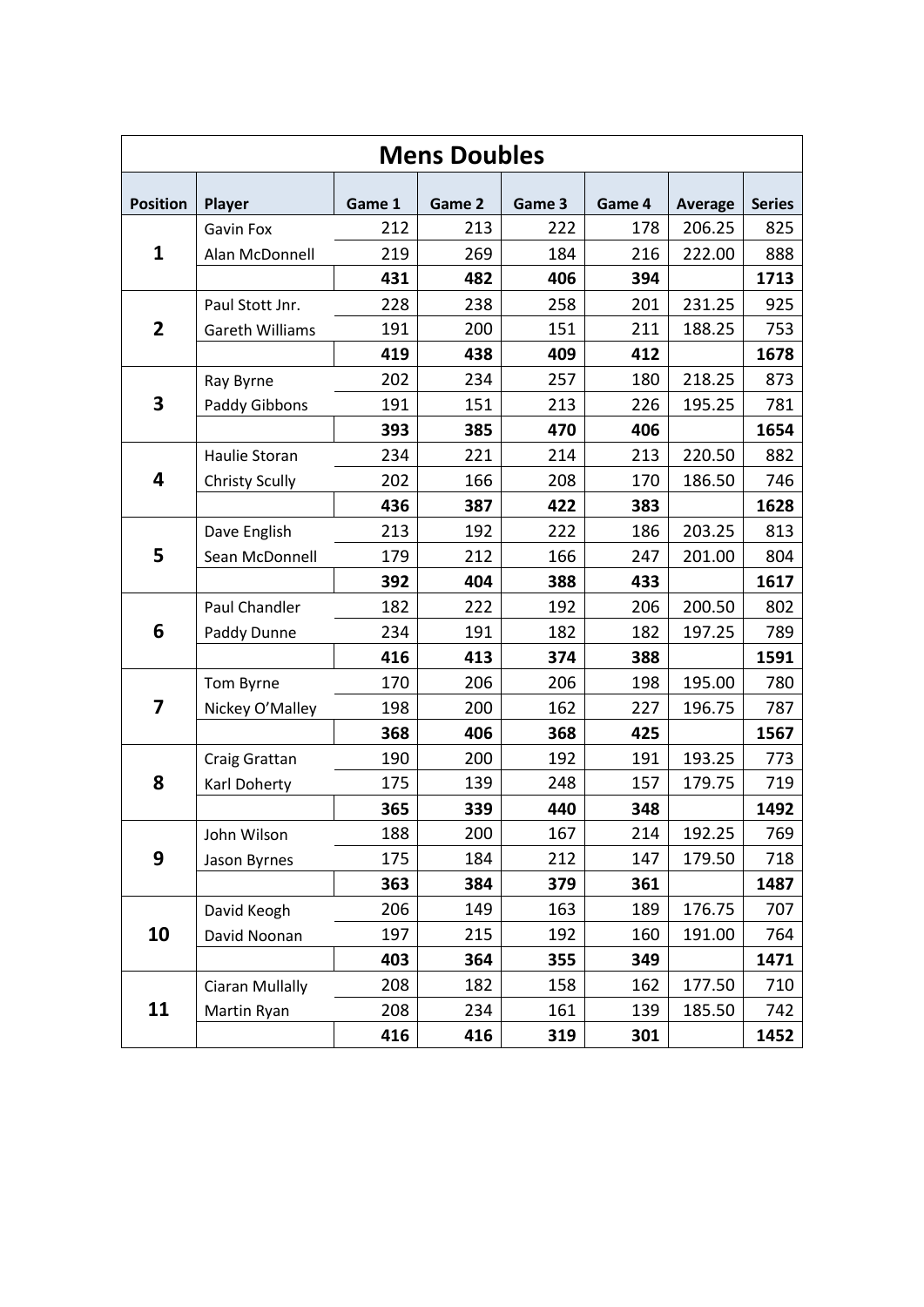## Mens Doubles

| Position | Player | Game 1 | Game 2 | Game 3 | Game 4 | Average | Series |
|---|---|---|---|---|---|---|---|
| **1** | Gavin Fox | 212 | 213 | 222 | 178 | 206.25 | 825 |
| | Alan McDonnell | 219 | 269 | 184 | 216 | 222.00 | 888 |
| | | **431** | **482** | **406** | **394** | | **1713** |
| **2** | Paul Stott Jnr. | 228 | 238 | 258 | 201 | 231.25 | 925 |
| | Gareth Williams | 191 | 200 | 151 | 211 | 188.25 | 753 |
| | | **419** | **438** | **409** | **412** | | **1678** |
| **3** | Ray Byrne | 202 | 234 | 257 | 180 | 218.25 | 873 |
| | Paddy Gibbons | 191 | 151 | 213 | 226 | 195.25 | 781 |
| | | **393** | **385** | **470** | **406** | | **1654** |
| **4** | Haulie Storan | 234 | 221 | 214 | 213 | 220.50 | 882 |
| | Christy Scully | 202 | 166 | 208 | 170 | 186.50 | 746 |
| | | **436** | **387** | **422** | **383** | | **1628** |
| **5** | Dave English | 213 | 192 | 222 | 186 | 203.25 | 813 |
| | Sean McDonnell | 179 | 212 | 166 | 247 | 201.00 | 804 |
| | | **392** | **404** | **388** | **433** | | **1617** |
| **6** | Paul Chandler | 182 | 222 | 192 | 206 | 200.50 | 802 |
| | Paddy Dunne | 234 | 191 | 182 | 182 | 197.25 | 789 |
| | | **416** | **413** | **374** | **388** | | **1591** |
| **7** | Tom Byrne | 170 | 206 | 206 | 198 | 195.00 | 780 |
| | Nickey O'Malley | 198 | 200 | 162 | 227 | 196.75 | 787 |
| | | **368** | **406** | **368** | **425** | | **1567** |
| **8** | Craig Grattan | 190 | 200 | 192 | 191 | 193.25 | 773 |
| | Karl Doherty | 175 | 139 | 248 | 157 | 179.75 | 719 |
| | | **365** | **339** | **440** | **348** | | **1492** |
| **9** | John Wilson | 188 | 200 | 167 | 214 | 192.25 | 769 |
| | Jason Byrnes | 175 | 184 | 212 | 147 | 179.50 | 718 |
| | | **363** | **384** | **379** | **361** | | **1487** |
| **10** | David Keogh | 206 | 149 | 163 | 189 | 176.75 | 707 |
| | David Noonan | 197 | 215 | 192 | 160 | 191.00 | 764 |
| | | **403** | **364** | **355** | **349** | | **1471** |
| **11** | Ciaran Mullally | 208 | 182 | 158 | 162 | 177.50 | 710 |
| | Martin Ryan | 208 | 234 | 161 | 139 | 185.50 | 742 |
| | | **416** | **416** | **319** | **301** | | **1452** |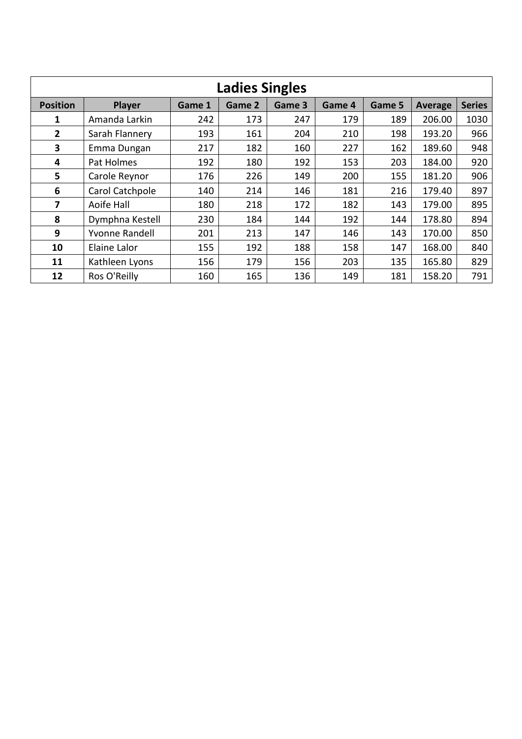## Ladies Singles

| Position | Player | Game 1 | Game 2 | Game 3 | Game 4 | Game 5 | Average | Series |
|---|---|---|---|---|---|---|---|---|
| 1 | Amanda Larkin | 242 | 173 | 247 | 179 | 189 | 206.00 | 1030 |
| 2 | Sarah Flannery | 193 | 161 | 204 | 210 | 198 | 193.20 | 966 |
| 3 | Emma Dungan | 217 | 182 | 160 | 227 | 162 | 189.60 | 948 |
| 4 | Pat Holmes | 192 | 180 | 192 | 153 | 203 | 184.00 | 920 |
| 5 | Carole Reynor | 176 | 226 | 149 | 200 | 155 | 181.20 | 906 |
| 6 | Carol Catchpole | 140 | 214 | 146 | 181 | 216 | 179.40 | 897 |
| 7 | Aoife Hall | 180 | 218 | 172 | 182 | 143 | 179.00 | 895 |
| 8 | Dymphna Kestell | 230 | 184 | 144 | 192 | 144 | 178.80 | 894 |
| 9 | Yvonne Randell | 201 | 213 | 147 | 146 | 143 | 170.00 | 850 |
| 10 | Elaine Lalor | 155 | 192 | 188 | 158 | 147 | 168.00 | 840 |
| 11 | Kathleen Lyons | 156 | 179 | 156 | 203 | 135 | 165.80 | 829 |
| 12 | Ros O'Reilly | 160 | 165 | 136 | 149 | 181 | 158.20 | 791 |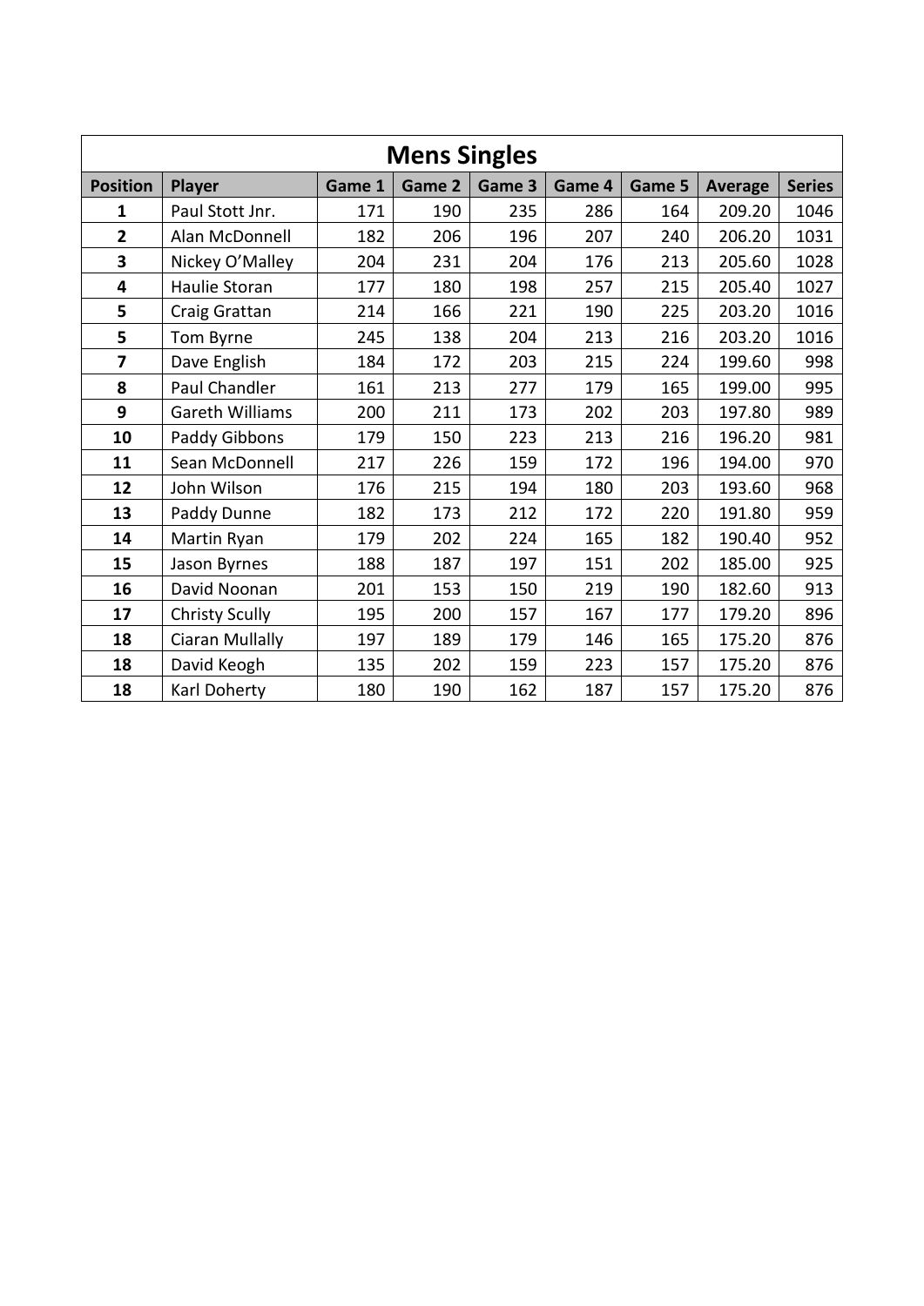## Mens Singles

| Position | Player | Game 1 | Game 2 | Game 3 | Game 4 | Game 5 | Average | Series |
|---|---|---|---|---|---|---|---|---|
| 1 | Paul Stott Jnr. | 171 | 190 | 235 | 286 | 164 | 209.20 | 1046 |
| 2 | Alan McDonnell | 182 | 206 | 196 | 207 | 240 | 206.20 | 1031 |
| 3 | Nickey O'Malley | 204 | 231 | 204 | 176 | 213 | 205.60 | 1028 |
| 4 | Haulie Storan | 177 | 180 | 198 | 257 | 215 | 205.40 | 1027 |
| 5 | Craig Grattan | 214 | 166 | 221 | 190 | 225 | 203.20 | 1016 |
| 5 | Tom Byrne | 245 | 138 | 204 | 213 | 216 | 203.20 | 1016 |
| 7 | Dave English | 184 | 172 | 203 | 215 | 224 | 199.60 | 998 |
| 8 | Paul Chandler | 161 | 213 | 277 | 179 | 165 | 199.00 | 995 |
| 9 | Gareth Williams | 200 | 211 | 173 | 202 | 203 | 197.80 | 989 |
| 10 | Paddy Gibbons | 179 | 150 | 223 | 213 | 216 | 196.20 | 981 |
| 11 | Sean McDonnell | 217 | 226 | 159 | 172 | 196 | 194.00 | 970 |
| 12 | John Wilson | 176 | 215 | 194 | 180 | 203 | 193.60 | 968 |
| 13 | Paddy Dunne | 182 | 173 | 212 | 172 | 220 | 191.80 | 959 |
| 14 | Martin Ryan | 179 | 202 | 224 | 165 | 182 | 190.40 | 952 |
| 15 | Jason Byrnes | 188 | 187 | 197 | 151 | 202 | 185.00 | 925 |
| 16 | David Noonan | 201 | 153 | 150 | 219 | 190 | 182.60 | 913 |
| 17 | Christy Scully | 195 | 200 | 157 | 167 | 177 | 179.20 | 896 |
| 18 | Ciaran Mullally | 197 | 189 | 179 | 146 | 165 | 175.20 | 876 |
| 18 | David Keogh | 135 | 202 | 159 | 223 | 157 | 175.20 | 876 |
| 18 | Karl Doherty | 180 | 190 | 162 | 187 | 157 | 175.20 | 876 |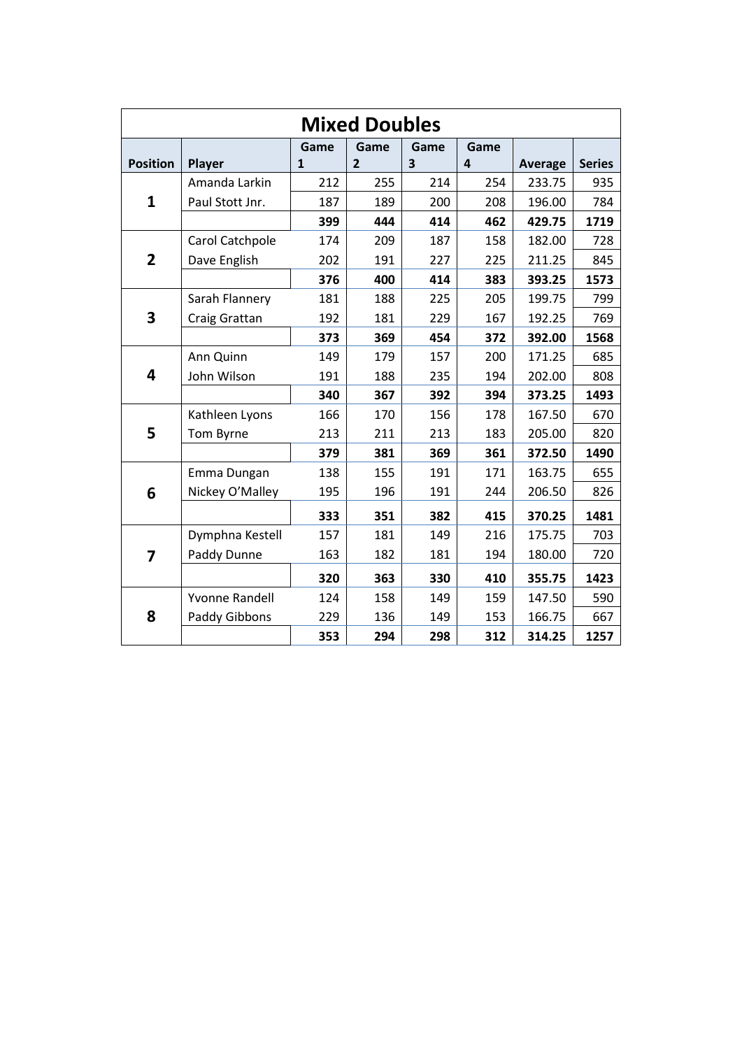## Mixed Doubles

| Position | Player | Game 1 | Game 2 | Game 3 | Game 4 | Average | Series |
|---|---|---|---|---|---|---|---|
| **1** | Amanda Larkin | 212 | 255 | 214 | 254 | 233.75 | 935 |
| | Paul Stott Jnr. | 187 | 189 | 200 | 208 | 196.00 | 784 |
| | | **399** | **444** | **414** | **462** | **429.75** | **1719** |
| **2** | Carol Catchpole | 174 | 209 | 187 | 158 | 182.00 | 728 |
| | Dave English | 202 | 191 | 227 | 225 | 211.25 | 845 |
| | | **376** | **400** | **414** | **383** | **393.25** | **1573** |
| **3** | Sarah Flannery | 181 | 188 | 225 | 205 | 199.75 | 799 |
| | Craig Grattan | 192 | 181 | 229 | 167 | 192.25 | 769 |
| | | **373** | **369** | **454** | **372** | **392.00** | **1568** |
| **4** | Ann Quinn | 149 | 179 | 157 | 200 | 171.25 | 685 |
| | John Wilson | 191 | 188 | 235 | 194 | 202.00 | 808 |
| | | **340** | **367** | **392** | **394** | **373.25** | **1493** |
| **5** | Kathleen Lyons | 166 | 170 | 156 | 178 | 167.50 | 670 |
| | Tom Byrne | 213 | 211 | 213 | 183 | 205.00 | 820 |
| | | **379** | **381** | **369** | **361** | **372.50** | **1490** |
| **6** | Emma Dungan | 138 | 155 | 191 | 171 | 163.75 | 655 |
| | Nickey O'Malley | 195 | 196 | 191 | 244 | 206.50 | 826 |
| | | **333** | **351** | **382** | **415** | **370.25** | **1481** |
| **7** | Dymphna Kestell | 157 | 181 | 149 | 216 | 175.75 | 703 |
| | Paddy Dunne | 163 | 182 | 181 | 194 | 180.00 | 720 |
| | | **320** | **363** | **330** | **410** | **355.75** | **1423** |
| **8** | Yvonne Randell | 124 | 158 | 149 | 159 | 147.50 | 590 |
| | Paddy Gibbons | 229 | 136 | 149 | 153 | 166.75 | 667 |
| | | **353** | **294** | **298** | **312** | **314.25** | **1257** |